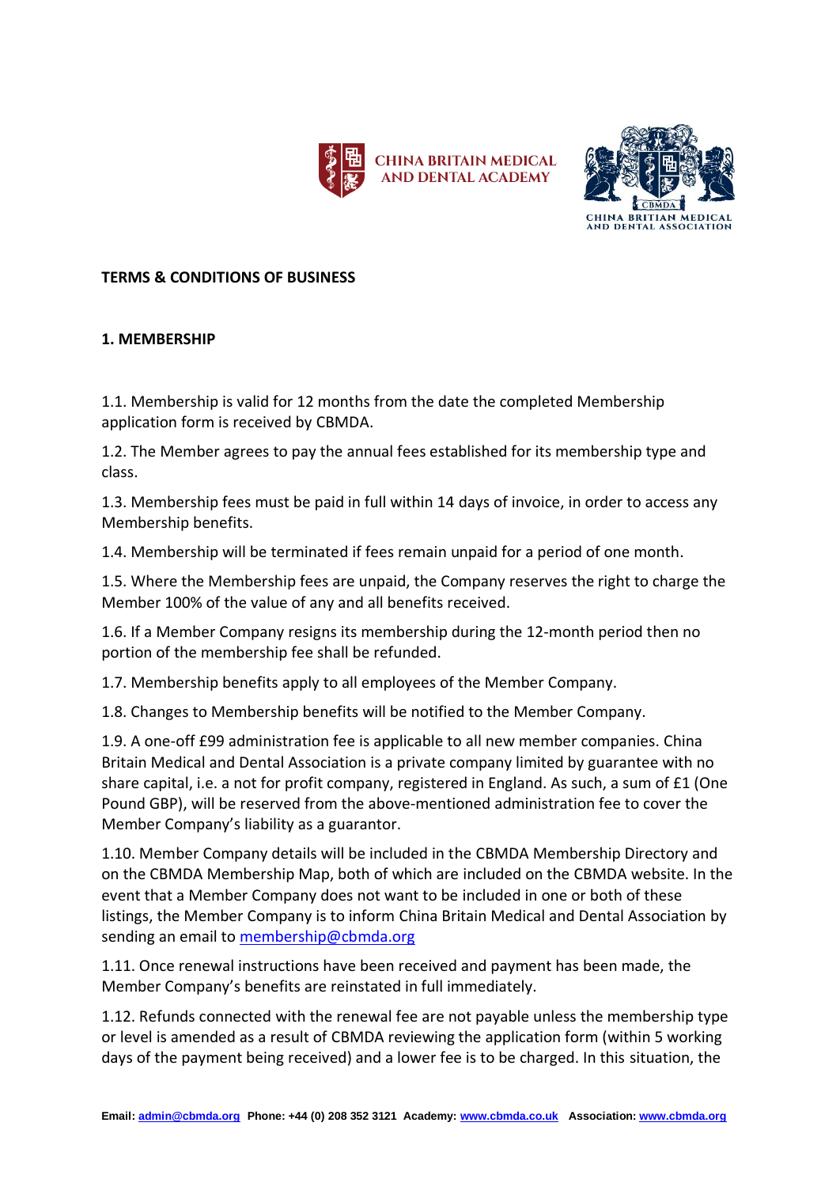## TERMS & CONDITIONS OF BUSINESS

### 1. MEMBERSHIP

1.1. Membership is valid for 12 months from the date the completed Membership application form is received by CBMDA.

1.2. The Member agrees to pay the annual fees established for its membership type and class.

1.3. Membership fees must be paid in full within 14 days of invoice, in order to access any Membership benefits.

1.4. Membership will be terminated if fees remain unpaid for a period of one month.

1.5. Where the Membership fees are unpaid, the Company reserves the right to charge the Member 100% of the value of any and all benefits received.

1.6. If a Member Company resigns its membership during the 12-month period then no portion of the membership fee shall be refunded.

1.7. Membership benefits apply to all employees of the Member Company.

1.8. Changes to Membership benefits will be notified to the Member Company.

1.9. A one-off £99 administration fee is applicable to all new member companies. China Britain Medical and Dental Association is a private company limited by guarantee with no share capital, i.e. a not for profit company, registered in England. As such, a sum of £1 (One Pound GBP), will be reserved from the above-mentioned administration fee to cover the Member Company's liability as a guarantor.

1.10. Member Company details will be included in the CBMDA Membership Directory and on the CBMDA Membership Map, both of which are included on the CBMDA website. In the event that a Member Company does not want to be included in one or both of these listings, the Member Company is to inform China Britain Medical and Dental Association by sending an email to membership@cbmda.org

1.11. Once renewal instructions have been received and payment has been made, the Member Company's benefits are reinstated in full immediately.

1.12. Refunds connected with the renewal fee are not payable unless the membership type or level is amended as a result of CBMDA reviewing the application form (within 5 working days of the payment being received) and a lower fee is to be charged. In this situation, the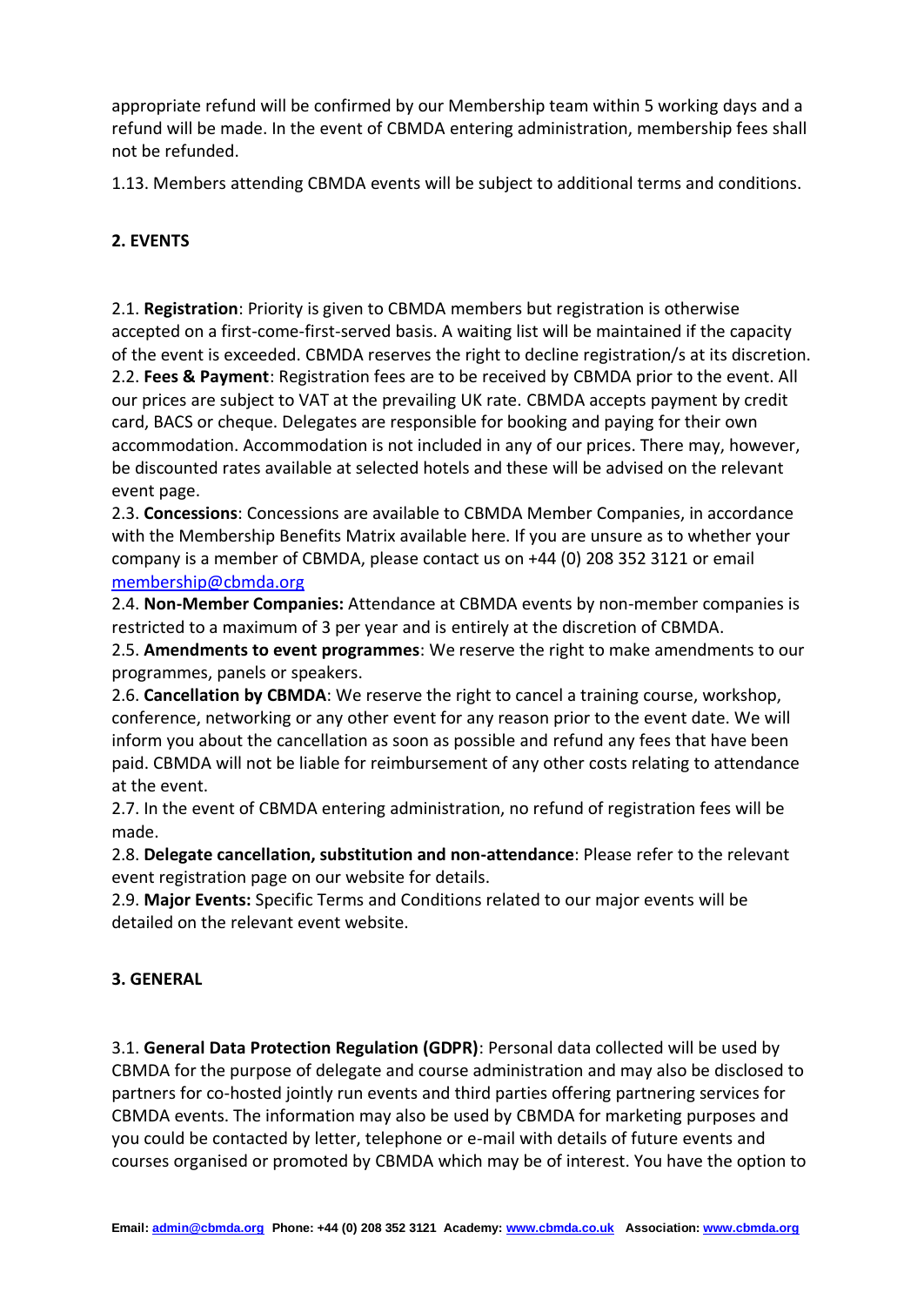appropriate refund will be confirmed by our Membership team within 5 working days and a refund will be made. In the event of CBMDA entering administration, membership fees shall not be refunded.

1.13. Members attending CBMDA events will be subject to additional terms and conditions.

## 2. EVENTS

2.1. **Registration**: Priority is given to CBMDA members but registration is otherwise accepted on a first-come-first-served basis. A waiting list will be maintained if the capacity of the event is exceeded. CBMDA reserves the right to decline registration/s at its discretion.

2.2. **Fees & Payment**: Registration fees are to be received by CBMDA prior to the event. All our prices are subject to VAT at the prevailing UK rate. CBMDA accepts payment by credit card, BACS or cheque. Delegates are responsible for booking and paying for their own accommodation. Accommodation is not included in any of our prices. There may, however, be discounted rates available at selected hotels and these will be advised on the relevant event page.

2.3. **Concessions**: Concessions are available to CBMDA Member Companies, in accordance with the Membership Benefits Matrix available here. If you are unsure as to whether your company is a member of CBMDA, please contact us on +44 (0) 208 352 3121 or email [membership@cbmda.org](mailto:membership@cbmda.org)

2.4. **Non-Member Companies:** Attendance at CBMDA events by non-member companies is restricted to a maximum of 3 per year and is entirely at the discretion of CBMDA.

2.5. **Amendments to event programmes**: We reserve the right to make amendments to our programmes, panels or speakers.

2.6. **Cancellation by CBMDA**: We reserve the right to cancel a training course, workshop, conference, networking or any other event for any reason prior to the event date. We will inform you about the cancellation as soon as possible and refund any fees that have been paid. CBMDA will not be liable for reimbursement of any other costs relating to attendance at the event.

2.7. In the event of CBMDA entering administration, no refund of registration fees will be made.

2.8. **Delegate cancellation, substitution and non-attendance**: Please refer to the relevant event registration page on our website for details.

2.9. **Major Events:** Specific Terms and Conditions related to our major events will be detailed on the relevant event website.

## 3. GENERAL

3.1. **General Data Protection Regulation (GDPR)**: Personal data collected will be used by CBMDA for the purpose of delegate and course administration and may also be disclosed to partners for co-hosted jointly run events and third parties offering partnering services for CBMDA events. The information may also be used by CBMDA for marketing purposes and you could be contacted by letter, telephone or e-mail with details of future events and courses organised or promoted by CBMDA which may be of interest. You have the option to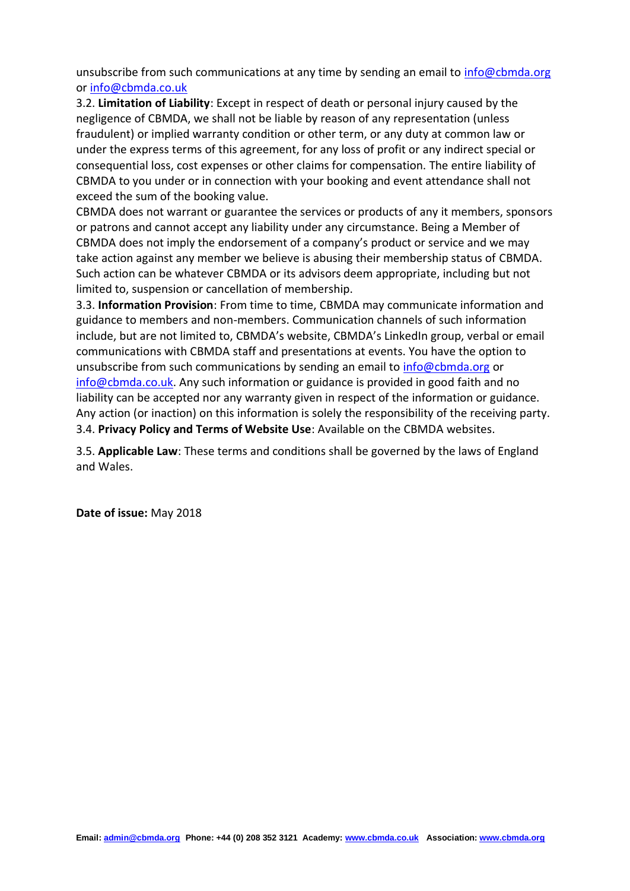unsubscribe from such communications at any time by sending an email to info@cbmda.org or info@cbmda.co.uk

3.2. **Limitation of Liability**: Except in respect of death or personal injury caused by the negligence of CBMDA, we shall not be liable by reason of any representation (unless fraudulent) or implied warranty condition or other term, or any duty at common law or under the express terms of this agreement, for any loss of profit or any indirect special or consequential loss, cost expenses or other claims for compensation. The entire liability of CBMDA to you under or in connection with your booking and event attendance shall not exceed the sum of the booking value.

CBMDA does not warrant or guarantee the services or products of any it members, sponsors or patrons and cannot accept any liability under any circumstance. Being a Member of CBMDA does not imply the endorsement of a company's product or service and we may take action against any member we believe is abusing their membership status of CBMDA. Such action can be whatever CBMDA or its advisors deem appropriate, including but not limited to, suspension or cancellation of membership.

3.3. **Information Provision**: From time to time, CBMDA may communicate information and guidance to members and non-members. Communication channels of such information include, but are not limited to, CBMDA's website, CBMDA's LinkedIn group, verbal or email communications with CBMDA staff and presentations at events. You have the option to unsubscribe from such communications by sending an email to info@cbmda.org or info@cbmda.co.uk. Any such information or guidance is provided in good faith and no liability can be accepted nor any warranty given in respect of the information or guidance. Any action (or inaction) on this information is solely the responsibility of the receiving party.

3.4. **Privacy Policy and Terms of Website Use**: Available on the CBMDA websites.

3.5. **Applicable Law**: These terms and conditions shall be governed by the laws of England and Wales.

**Date of issue:** May 2018